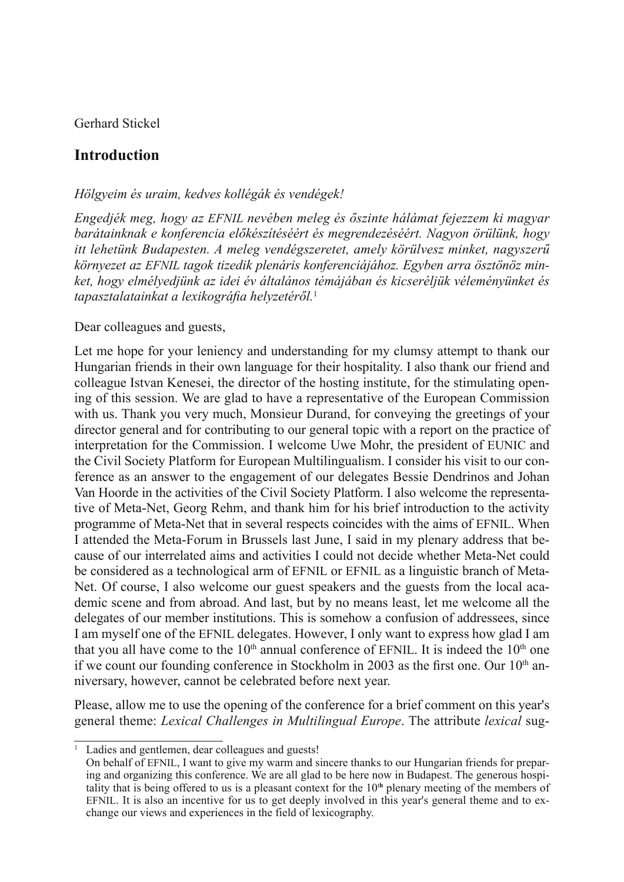Gerhard Stickel

## Introduction

*Hölgyeim és uraim, kedves kollégák és vendégek!*

*Engedjék meg, hogy az EFNIL nevében meleg és őszinte hálámat fejezzem ki magyar barátainknak e konferencia előkészítéséért és megrendezéséért. Nagyon örülünk, hogy itt lehetünk Budapesten. A meleg vendégszeretet, amely körülvesz minket, nagyszerű környezet az EFNIL tagok tizedik plenáris konferenciájához. Egyben arra ösztönöz minket, hogy elmélyedjünk az idei év általános témájában és kicseréljük véleményünket és tapasztalatainkat a lexikográfia helyzetéről.*[1]

Dear colleagues and guests,

Let me hope for your leniency and understanding for my clumsy attempt to thank our Hungarian friends in their own language for their hospitality. I also thank our friend and colleague Istvan Kenesei, the director of the hosting institute, for the stimulating opening of this session. We are glad to have a representative of the European Commission with us. Thank you very much, Monsieur Durand, for conveying the greetings of your director general and for contributing to our general topic with a report on the practice of interpretation for the Commission. I welcome Uwe Mohr, the president of EUNIC and the Civil Society Platform for European Multilingualism. I consider his visit to our conference as an answer to the engagement of our delegates Bessie Dendrinos and Johan Van Hoorde in the activities of the Civil Society Platform. I also welcome the representative of Meta-Net, Georg Rehm, and thank him for his brief introduction to the activity programme of Meta-Net that in several respects coincides with the aims of EFNIL. When I attended the Meta-Forum in Brussels last June, I said in my plenary address that because of our interrelated aims and activities I could not decide whether Meta-Net could be considered as a technological arm of EFNIL or EFNIL as a linguistic branch of Meta-Net. Of course, I also welcome our guest speakers and the guests from the local academic scene and from abroad. And last, but by no means least, let me welcome all the delegates of our member institutions. This is somehow a confusion of addressees, since I am myself one of the EFNIL delegates. However, I only want to express how glad I am that you all have come to the 10th annual conference of EFNIL. It is indeed the 10th one if we count our founding conference in Stockholm in 2003 as the first one. Our 10th anniversary, however, cannot be celebrated before next year.

Please, allow me to use the opening of the conference for a brief comment on this year's general theme: *Lexical Challenges in Multilingual Europe*. The attribute *lexical* sug-

---

[1] Ladies and gentlemen, dear colleagues and guests!
On behalf of EFNIL, I want to give my warm and sincere thanks to our Hungarian friends for preparing and organizing this conference. We are all glad to be here now in Budapest. The generous hospitality that is being offered to us is a pleasant context for the 10th plenary meeting of the members of EFNIL. It is also an incentive for us to get deeply involved in this year's general theme and to exchange our views and experiences in the field of lexicography.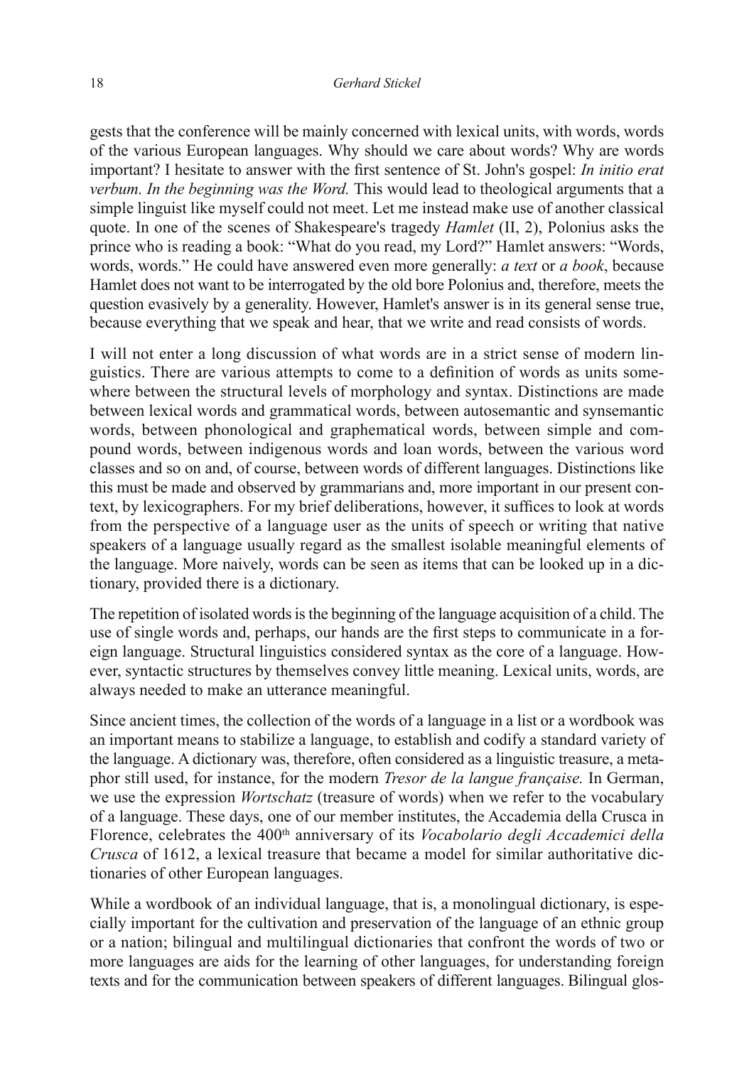gests that the conference will be mainly concerned with lexical units, with words, words of the various European languages. Why should we care about words? Why are words important? I hesitate to answer with the first sentence of St. John's gospel: *In initio erat verbum. In the beginning was the Word.* This would lead to theological arguments that a simple linguist like myself could not meet. Let me instead make use of another classical quote. In one of the scenes of Shakespeare's tragedy *Hamlet* (II, 2), Polonius asks the prince who is reading a book: "What do you read, my Lord?" Hamlet answers: "Words, words, words." He could have answered even more generally: *a text* or *a book*, because Hamlet does not want to be interrogated by the old bore Polonius and, therefore, meets the question evasively by a generality. However, Hamlet's answer is in its general sense true, because everything that we speak and hear, that we write and read consists of words.

I will not enter a long discussion of what words are in a strict sense of modern linguistics. There are various attempts to come to a definition of words as units somewhere between the structural levels of morphology and syntax. Distinctions are made between lexical words and grammatical words, between autosemantic and synsemantic words, between phonological and graphematical words, between simple and compound words, between indigenous words and loan words, between the various word classes and so on and, of course, between words of different languages. Distinctions like this must be made and observed by grammarians and, more important in our present context, by lexicographers. For my brief deliberations, however, it suffices to look at words from the perspective of a language user as the units of speech or writing that native speakers of a language usually regard as the smallest isolable meaningful elements of the language. More naively, words can be seen as items that can be looked up in a dictionary, provided there is a dictionary.

The repetition of isolated words is the beginning of the language acquisition of a child. The use of single words and, perhaps, our hands are the first steps to communicate in a foreign language. Structural linguistics considered syntax as the core of a language. However, syntactic structures by themselves convey little meaning. Lexical units, words, are always needed to make an utterance meaningful.

Since ancient times, the collection of the words of a language in a list or a wordbook was an important means to stabilize a language, to establish and codify a standard variety of the language. A dictionary was, therefore, often considered as a linguistic treasure, a metaphor still used, for instance, for the modern *Tresor de la langue française.* In German, we use the expression *Wortschatz* (treasure of words) when we refer to the vocabulary of a language. These days, one of our member institutes, the Accademia della Crusca in Florence, celebrates the 400th anniversary of its *Vocabolario degli Accademici della Crusca* of 1612, a lexical treasure that became a model for similar authoritative dictionaries of other European languages.

While a wordbook of an individual language, that is, a monolingual dictionary, is especially important for the cultivation and preservation of the language of an ethnic group or a nation; bilingual and multilingual dictionaries that confront the words of two or more languages are aids for the learning of other languages, for understanding foreign texts and for the communication between speakers of different languages. Bilingual glos-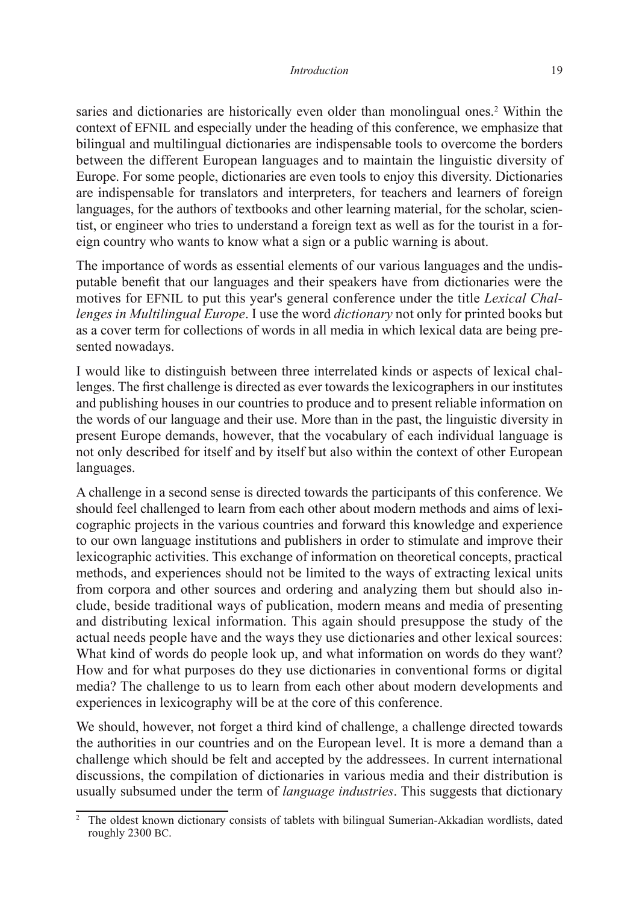saries and dictionaries are historically even older than monolingual ones.[2] Within the context of EFNIL and especially under the heading of this conference, we emphasize that bilingual and multilingual dictionaries are indispensable tools to overcome the borders between the different European languages and to maintain the linguistic diversity of Europe. For some people, dictionaries are even tools to enjoy this diversity. Dictionaries are indispensable for translators and interpreters, for teachers and learners of foreign languages, for the authors of textbooks and other learning material, for the scholar, scientist, or engineer who tries to understand a foreign text as well as for the tourist in a foreign country who wants to know what a sign or a public warning is about.

The importance of words as essential elements of our various languages and the undisputable benefit that our languages and their speakers have from dictionaries were the motives for EFNIL to put this year's general conference under the title *Lexical Challenges in Multilingual Europe*. I use the word *dictionary* not only for printed books but as a cover term for collections of words in all media in which lexical data are being presented nowadays.

I would like to distinguish between three interrelated kinds or aspects of lexical challenges. The first challenge is directed as ever towards the lexicographers in our institutes and publishing houses in our countries to produce and to present reliable information on the words of our language and their use. More than in the past, the linguistic diversity in present Europe demands, however, that the vocabulary of each individual language is not only described for itself and by itself but also within the context of other European languages.

A challenge in a second sense is directed towards the participants of this conference. We should feel challenged to learn from each other about modern methods and aims of lexicographic projects in the various countries and forward this knowledge and experience to our own language institutions and publishers in order to stimulate and improve their lexicographic activities. This exchange of information on theoretical concepts, practical methods, and experiences should not be limited to the ways of extracting lexical units from corpora and other sources and ordering and analyzing them but should also include, beside traditional ways of publication, modern means and media of presenting and distributing lexical information. This again should presuppose the study of the actual needs people have and the ways they use dictionaries and other lexical sources: What kind of words do people look up, and what information on words do they want? How and for what purposes do they use dictionaries in conventional forms or digital media? The challenge to us to learn from each other about modern developments and experiences in lexicography will be at the core of this conference.

We should, however, not forget a third kind of challenge, a challenge directed towards the authorities in our countries and on the European level. It is more a demand than a challenge which should be felt and accepted by the addressees. In current international discussions, the compilation of dictionaries in various media and their distribution is usually subsumed under the term of *language industries*. This suggests that dictionary

[2] The oldest known dictionary consists of tablets with bilingual Sumerian-Akkadian wordlists, dated roughly 2300 BC.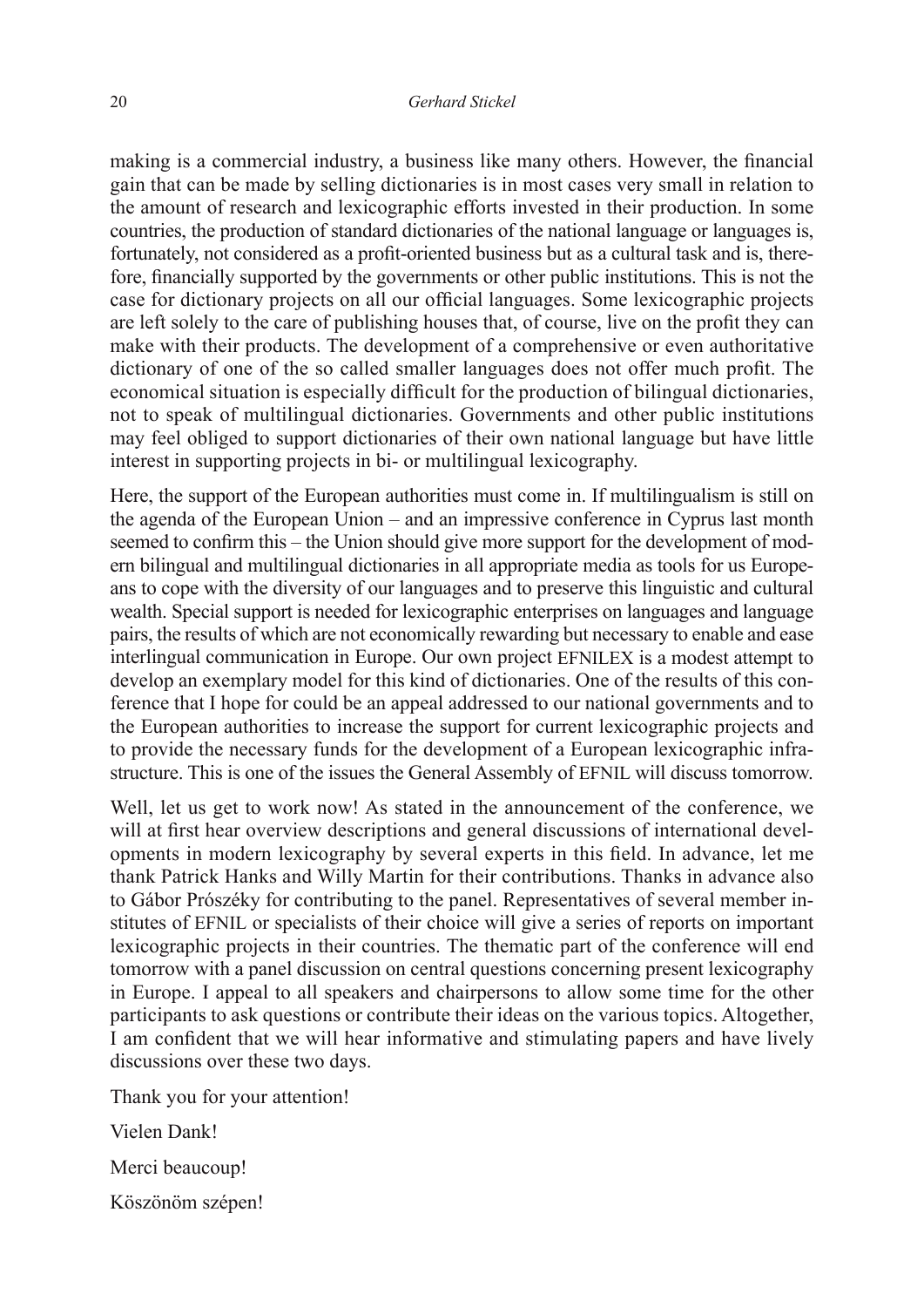making is a commercial industry, a business like many others. However, the financial gain that can be made by selling dictionaries is in most cases very small in relation to the amount of research and lexicographic efforts invested in their production. In some countries, the production of standard dictionaries of the national language or languages is, fortunately, not considered as a profit-oriented business but as a cultural task and is, therefore, financially supported by the governments or other public institutions. This is not the case for dictionary projects on all our official languages. Some lexicographic projects are left solely to the care of publishing houses that, of course, live on the profit they can make with their products. The development of a comprehensive or even authoritative dictionary of one of the so called smaller languages does not offer much profit. The economical situation is especially difficult for the production of bilingual dictionaries, not to speak of multilingual dictionaries. Governments and other public institutions may feel obliged to support dictionaries of their own national language but have little interest in supporting projects in bi- or multilingual lexicography.

Here, the support of the European authorities must come in. If multilingualism is still on the agenda of the European Union – and an impressive conference in Cyprus last month seemed to confirm this – the Union should give more support for the development of modern bilingual and multilingual dictionaries in all appropriate media as tools for us Europeans to cope with the diversity of our languages and to preserve this linguistic and cultural wealth. Special support is needed for lexicographic enterprises on languages and language pairs, the results of which are not economically rewarding but necessary to enable and ease interlingual communication in Europe. Our own project EFNILEX is a modest attempt to develop an exemplary model for this kind of dictionaries. One of the results of this conference that I hope for could be an appeal addressed to our national governments and to the European authorities to increase the support for current lexicographic projects and to provide the necessary funds for the development of a European lexicographic infrastructure. This is one of the issues the General Assembly of EFNIL will discuss tomorrow.

Well, let us get to work now! As stated in the announcement of the conference, we will at first hear overview descriptions and general discussions of international developments in modern lexicography by several experts in this field. In advance, let me thank Patrick Hanks and Willy Martin for their contributions. Thanks in advance also to Gábor Prószéky for contributing to the panel. Representatives of several member institutes of EFNIL or specialists of their choice will give a series of reports on important lexicographic projects in their countries. The thematic part of the conference will end tomorrow with a panel discussion on central questions concerning present lexicography in Europe. I appeal to all speakers and chairpersons to allow some time for the other participants to ask questions or contribute their ideas on the various topics. Altogether, I am confident that we will hear informative and stimulating papers and have lively discussions over these two days.

Thank you for your attention!

Vielen Dank!

Merci beaucoup!

Köszönöm szépen!